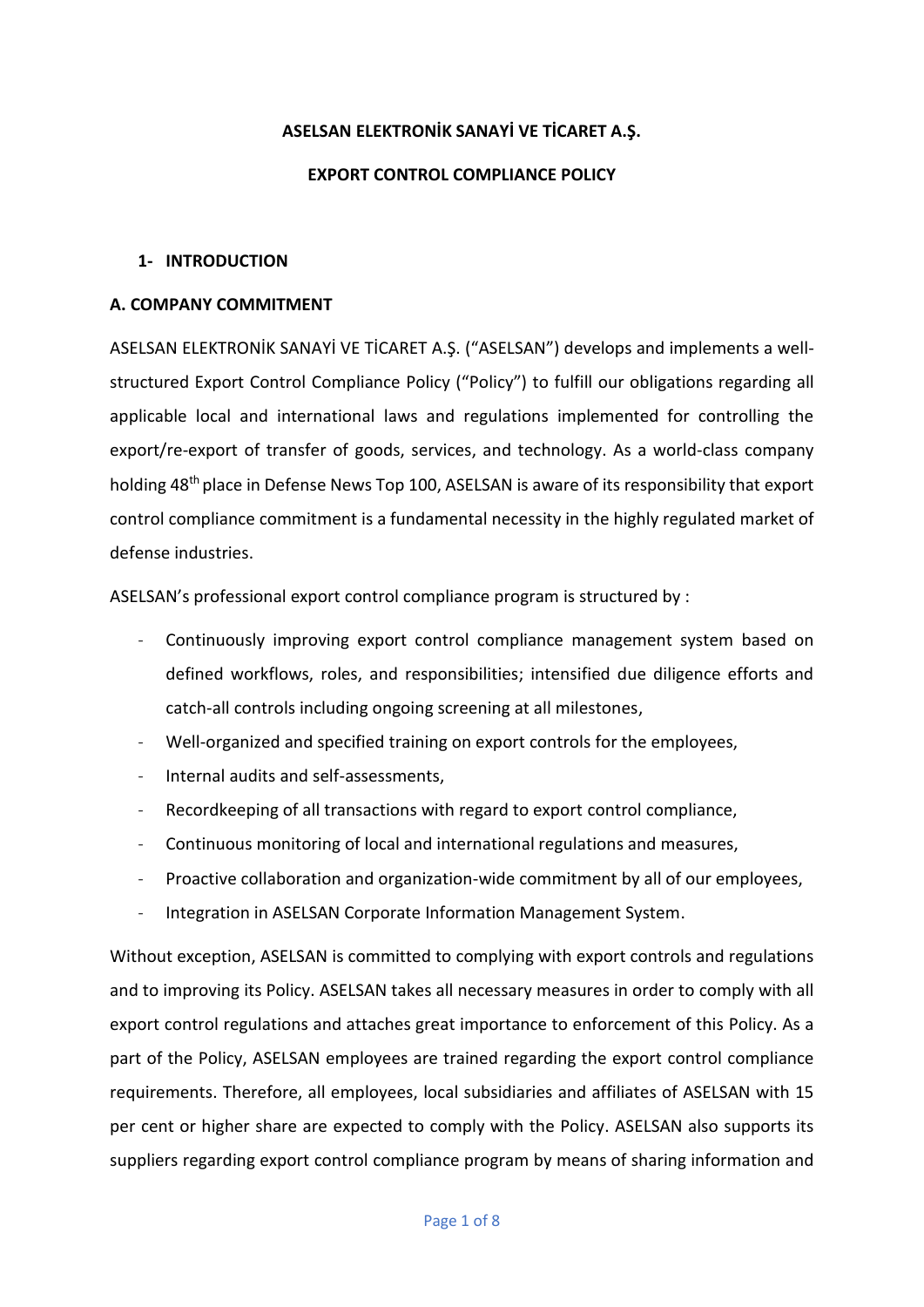**ASELSAN ELEKTRONİK SANAYİ VE TİCARET A.Ş.**

**EXPORT CONTROL COMPLIANCE POLICY**

## 1- INTRODUCTION

### A. COMPANY COMMITMENT

ASELSAN ELEKTRONİK SANAYİ VE TİCARET A.Ş. ("ASELSAN") develops and implements a well-structured Export Control Compliance Policy ("Policy") to fulfill our obligations regarding all applicable local and international laws and regulations implemented for controlling the export/re-export of transfer of goods, services, and technology. As a world-class company holding 48th place in Defense News Top 100, ASELSAN is aware of its responsibility that export control compliance commitment is a fundamental necessity in the highly regulated market of defense industries.

ASELSAN's professional export control compliance program is structured by :

- Continuously improving export control compliance management system based on defined workflows, roles, and responsibilities; intensified due diligence efforts and catch-all controls including ongoing screening at all milestones,
- Well-organized and specified training on export controls for the employees,
- Internal audits and self-assessments,
- Recordkeeping of all transactions with regard to export control compliance,
- Continuous monitoring of local and international regulations and measures,
- Proactive collaboration and organization-wide commitment by all of our employees,
- Integration in ASELSAN Corporate Information Management System.

Without exception, ASELSAN is committed to complying with export controls and regulations and to improving its Policy. ASELSAN takes all necessary measures in order to comply with all export control regulations and attaches great importance to enforcement of this Policy. As a part of the Policy, ASELSAN employees are trained regarding the export control compliance requirements. Therefore, all employees, local subsidiaries and affiliates of ASELSAN with 15 per cent or higher share are expected to comply with the Policy. ASELSAN also supports its suppliers regarding export control compliance program by means of sharing information and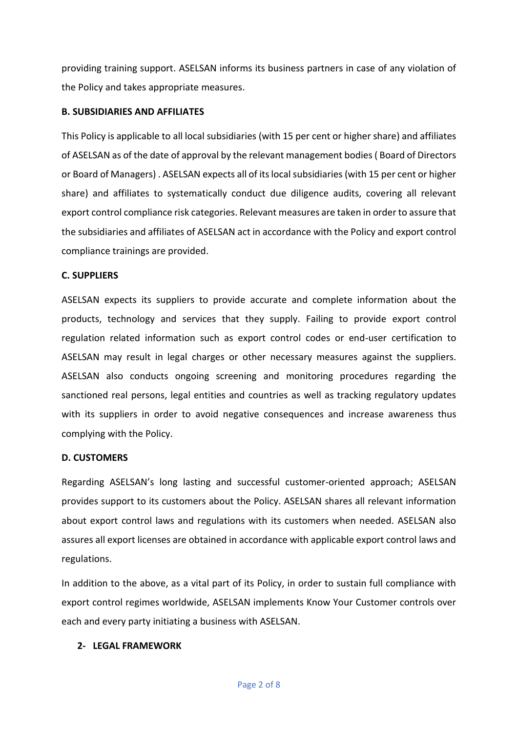providing training support. ASELSAN informs its business partners in case of any violation of the Policy and takes appropriate measures.

**B. SUBSIDIARIES AND AFFILIATES**

This Policy is applicable to all local subsidiaries (with 15 per cent or higher share) and affiliates of ASELSAN as of the date of approval by the relevant management bodies ( Board of Directors or Board of Managers) . ASELSAN expects all of its local subsidiaries (with 15 per cent or higher share) and affiliates to systematically conduct due diligence audits, covering all relevant export control compliance risk categories. Relevant measures are taken in order to assure that the subsidiaries and affiliates of ASELSAN act in accordance with the Policy and export control compliance trainings are provided.

**C. SUPPLIERS**

ASELSAN expects its suppliers to provide accurate and complete information about the products, technology and services that they supply. Failing to provide export control regulation related information such as export control codes or end-user certification to ASELSAN may result in legal charges or other necessary measures against the suppliers. ASELSAN also conducts ongoing screening and monitoring procedures regarding the sanctioned real persons, legal entities and countries as well as tracking regulatory updates with its suppliers in order to avoid negative consequences and increase awareness thus complying with the Policy.

**D. CUSTOMERS**

Regarding ASELSAN's long lasting and successful customer-oriented approach; ASELSAN provides support to its customers about the Policy. ASELSAN shares all relevant information about export control laws and regulations with its customers when needed. ASELSAN also assures all export licenses are obtained in accordance with applicable export control laws and regulations.

In addition to the above, as a vital part of its Policy, in order to sustain full compliance with export control regimes worldwide, ASELSAN implements Know Your Customer controls over each and every party initiating a business with ASELSAN.

## 2- LEGAL FRAMEWORK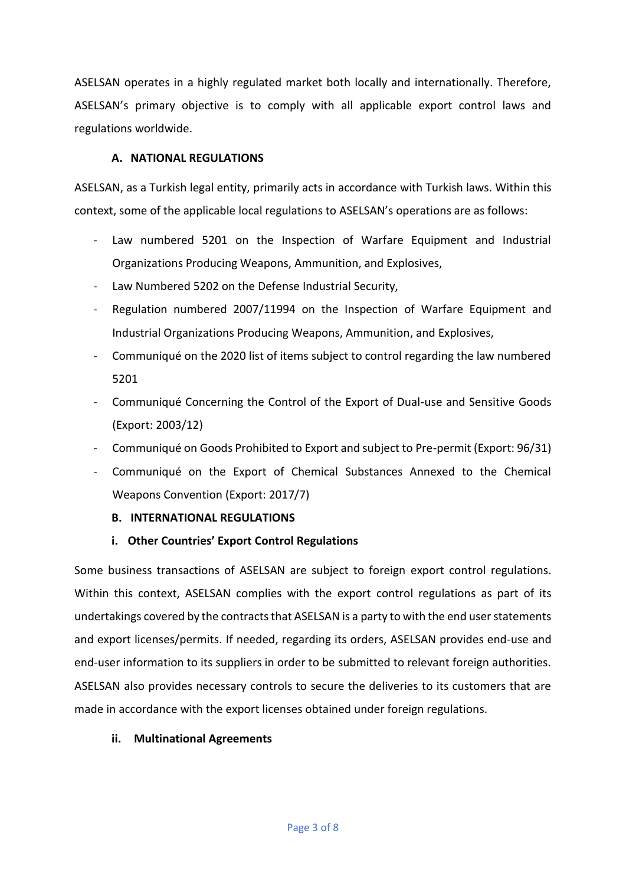ASELSAN operates in a highly regulated market both locally and internationally. Therefore, ASELSAN's primary objective is to comply with all applicable export control laws and regulations worldwide.

### A. NATIONAL REGULATIONS

ASELSAN, as a Turkish legal entity, primarily acts in accordance with Turkish laws. Within this context, some of the applicable local regulations to ASELSAN's operations are as follows:

- Law numbered 5201 on the Inspection of Warfare Equipment and Industrial Organizations Producing Weapons, Ammunition, and Explosives,
- Law Numbered 5202 on the Defense Industrial Security,
- Regulation numbered 2007/11994 on the Inspection of Warfare Equipment and Industrial Organizations Producing Weapons, Ammunition, and Explosives,
- Communiqué on the 2020 list of items subject to control regarding the law numbered 5201
- Communiqué Concerning the Control of the Export of Dual-use and Sensitive Goods (Export: 2003/12)
- Communiqué on Goods Prohibited to Export and subject to Pre-permit (Export: 96/31)
- Communiqué on the Export of Chemical Substances Annexed to the Chemical Weapons Convention (Export: 2017/7)

### B. INTERNATIONAL REGULATIONS

#### i. Other Countries' Export Control Regulations

Some business transactions of ASELSAN are subject to foreign export control regulations. Within this context, ASELSAN complies with the export control regulations as part of its undertakings covered by the contracts that ASELSAN is a party to with the end user statements and export licenses/permits. If needed, regarding its orders, ASELSAN provides end-use and end-user information to its suppliers in order to be submitted to relevant foreign authorities. ASELSAN also provides necessary controls to secure the deliveries to its customers that are made in accordance with the export licenses obtained under foreign regulations.

#### ii. Multinational Agreements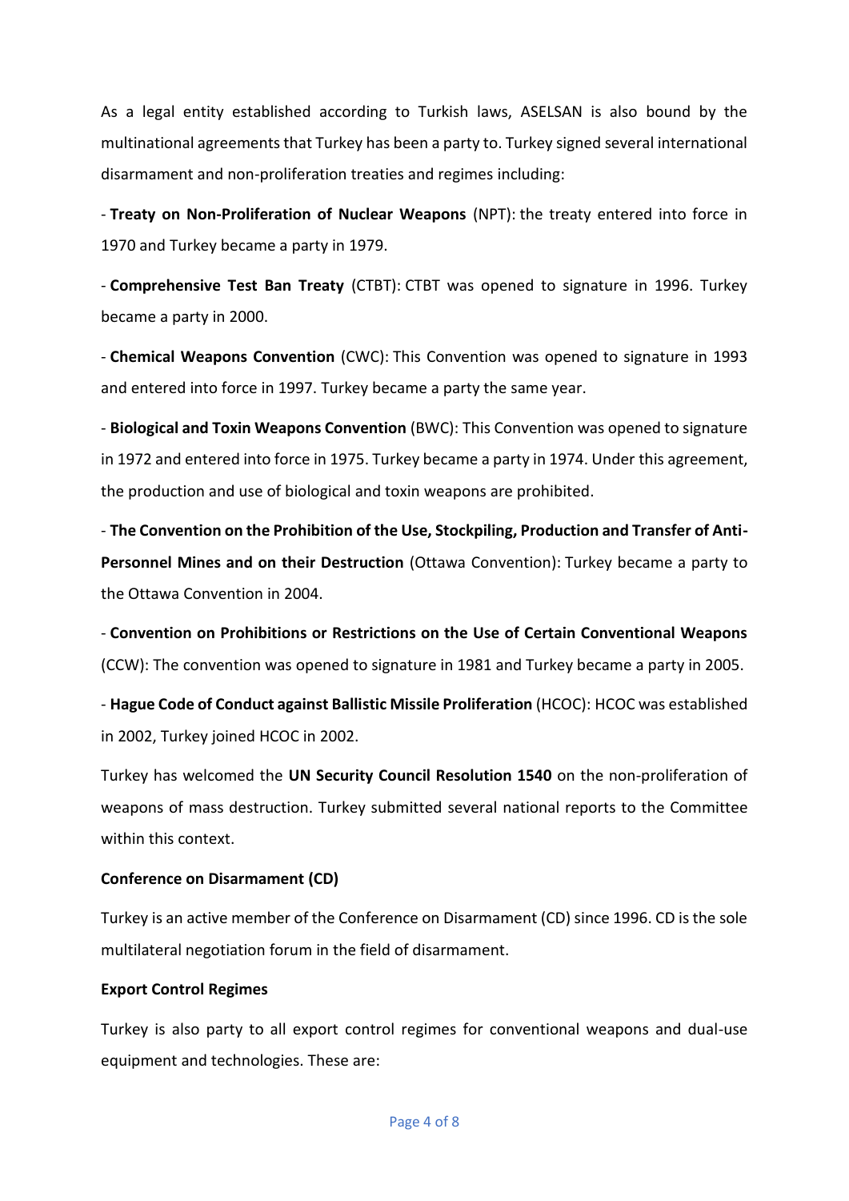As a legal entity established according to Turkish laws, ASELSAN is also bound by the multinational agreements that Turkey has been a party to. Turkey signed several international disarmament and non-proliferation treaties and regimes including:

- **Treaty on Non-Proliferation of Nuclear Weapons** (NPT): the treaty entered into force in 1970 and Turkey became a party in 1979.

- **Comprehensive Test Ban Treaty** (CTBT): CTBT was opened to signature in 1996. Turkey became a party in 2000.

- **Chemical Weapons Convention** (CWC): This Convention was opened to signature in 1993 and entered into force in 1997. Turkey became a party the same year.

- **Biological and Toxin Weapons Convention** (BWC): This Convention was opened to signature in 1972 and entered into force in 1975. Turkey became a party in 1974. Under this agreement, the production and use of biological and toxin weapons are prohibited.

- **The Convention on the Prohibition of the Use, Stockpiling, Production and Transfer of Anti-Personnel Mines and on their Destruction** (Ottawa Convention): Turkey became a party to the Ottawa Convention in 2004.

- **Convention on Prohibitions or Restrictions on the Use of Certain Conventional Weapons** (CCW): The convention was opened to signature in 1981 and Turkey became a party in 2005.

- **Hague Code of Conduct against Ballistic Missile Proliferation** (HCOC): HCOC was established in 2002, Turkey joined HCOC in 2002.

Turkey has welcomed the **UN Security Council Resolution 1540** on the non-proliferation of weapons of mass destruction. Turkey submitted several national reports to the Committee within this context.

**Conference on Disarmament (CD)**

Turkey is an active member of the Conference on Disarmament (CD) since 1996. CD is the sole multilateral negotiation forum in the field of disarmament.

**Export Control Regimes**

Turkey is also party to all export control regimes for conventional weapons and dual-use equipment and technologies. These are: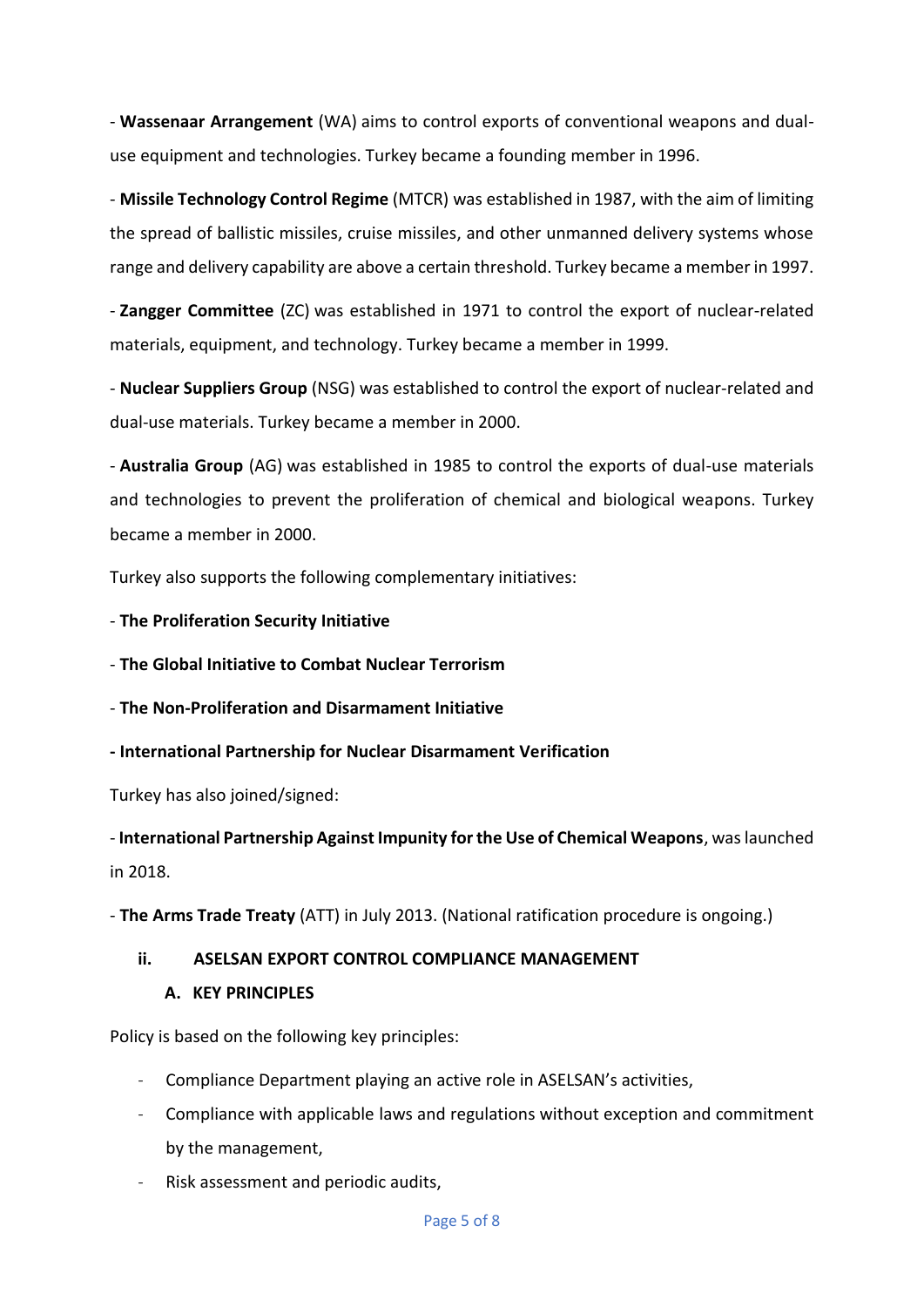- **Wassenaar Arrangement** (WA) aims to control exports of conventional weapons and dual-use equipment and technologies. Turkey became a founding member in 1996.

- **Missile Technology Control Regime** (MTCR) was established in 1987, with the aim of limiting the spread of ballistic missiles, cruise missiles, and other unmanned delivery systems whose range and delivery capability are above a certain threshold. Turkey became a member in 1997.

- **Zangger Committee** (ZC) was established in 1971 to control the export of nuclear-related materials, equipment, and technology. Turkey became a member in 1999.

- **Nuclear Suppliers Group** (NSG) was established to control the export of nuclear-related and dual-use materials. Turkey became a member in 2000.

- **Australia Group** (AG) was established in 1985 to control the exports of dual-use materials and technologies to prevent the proliferation of chemical and biological weapons. Turkey became a member in 2000.

Turkey also supports the following complementary initiatives:

- **The Proliferation Security Initiative**

- **The Global Initiative to Combat Nuclear Terrorism**

- **The Non-Proliferation and Disarmament Initiative**

- **International Partnership for Nuclear Disarmament Verification**

Turkey has also joined/signed:

- **International Partnership Against Impunity for the Use of Chemical Weapons**, was launched in 2018.

- **The Arms Trade Treaty** (ATT) in July 2013. (National ratification procedure is ongoing.)

## ii. ASELSAN EXPORT CONTROL COMPLIANCE MANAGEMENT

### A. KEY PRINCIPLES

Policy is based on the following key principles:

- Compliance Department playing an active role in ASELSAN's activities,
- Compliance with applicable laws and regulations without exception and commitment by the management,
- Risk assessment and periodic audits,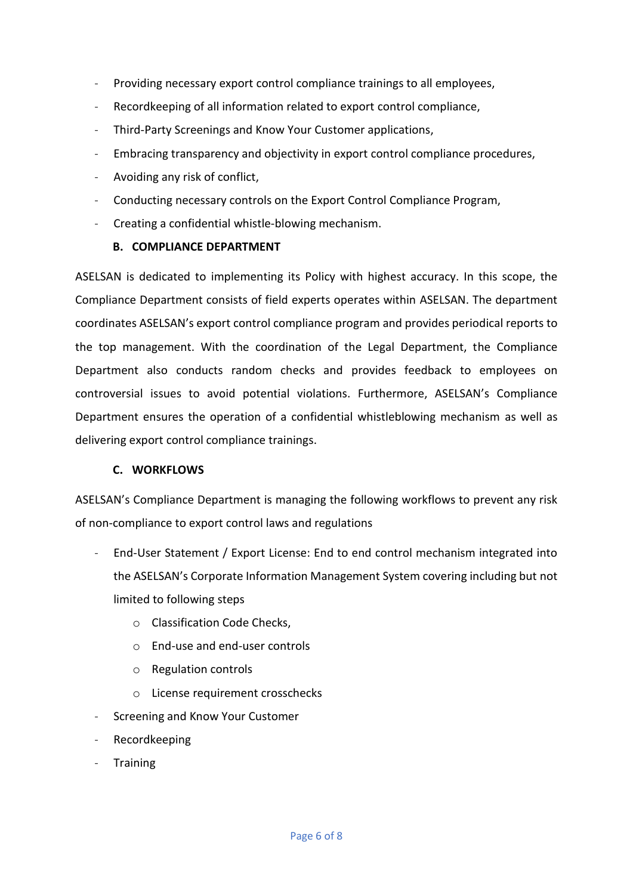- Providing necessary export control compliance trainings to all employees,
- Recordkeeping of all information related to export control compliance,
- Third-Party Screenings and Know Your Customer applications,
- Embracing transparency and objectivity in export control compliance procedures,
- Avoiding any risk of conflict,
- Conducting necessary controls on the Export Control Compliance Program,
- Creating a confidential whistle-blowing mechanism.

### B. COMPLIANCE DEPARTMENT

ASELSAN is dedicated to implementing its Policy with highest accuracy. In this scope, the Compliance Department consists of field experts operates within ASELSAN. The department coordinates ASELSAN's export control compliance program and provides periodical reports to the top management. With the coordination of the Legal Department, the Compliance Department also conducts random checks and provides feedback to employees on controversial issues to avoid potential violations. Furthermore, ASELSAN's Compliance Department ensures the operation of a confidential whistleblowing mechanism as well as delivering export control compliance trainings.

### C. WORKFLOWS

ASELSAN's Compliance Department is managing the following workflows to prevent any risk of non-compliance to export control laws and regulations

- End-User Statement / Export License: End to end control mechanism integrated into the ASELSAN's Corporate Information Management System covering including but not limited to following steps
  - Classification Code Checks,
  - End-use and end-user controls
  - Regulation controls
  - License requirement crosschecks
- Screening and Know Your Customer
- Recordkeeping
- Training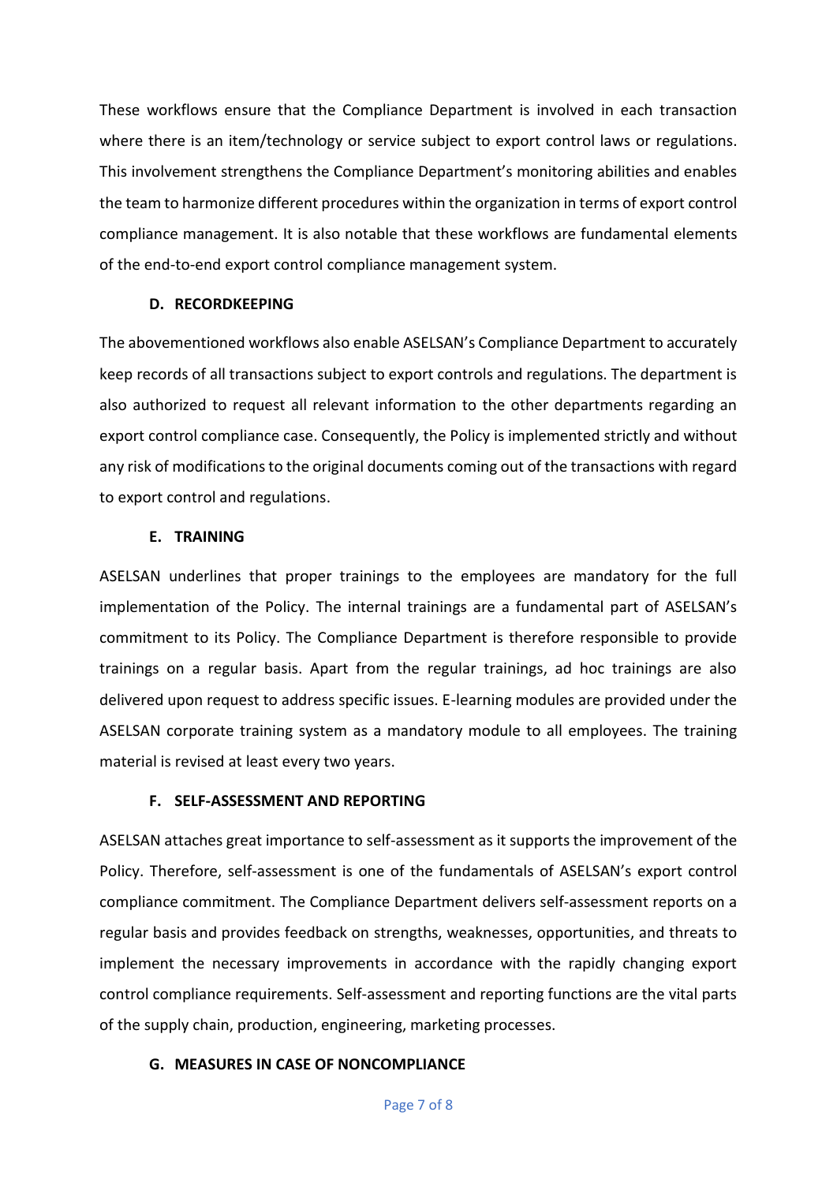These workflows ensure that the Compliance Department is involved in each transaction where there is an item/technology or service subject to export control laws or regulations. This involvement strengthens the Compliance Department's monitoring abilities and enables the team to harmonize different procedures within the organization in terms of export control compliance management. It is also notable that these workflows are fundamental elements of the end-to-end export control compliance management system.

### D. RECORDKEEPING

The abovementioned workflows also enable ASELSAN's Compliance Department to accurately keep records of all transactions subject to export controls and regulations. The department is also authorized to request all relevant information to the other departments regarding an export control compliance case. Consequently, the Policy is implemented strictly and without any risk of modifications to the original documents coming out of the transactions with regard to export control and regulations.

### E. TRAINING

ASELSAN underlines that proper trainings to the employees are mandatory for the full implementation of the Policy. The internal trainings are a fundamental part of ASELSAN's commitment to its Policy. The Compliance Department is therefore responsible to provide trainings on a regular basis. Apart from the regular trainings, ad hoc trainings are also delivered upon request to address specific issues. E-learning modules are provided under the ASELSAN corporate training system as a mandatory module to all employees. The training material is revised at least every two years.

### F. SELF-ASSESSMENT AND REPORTING

ASELSAN attaches great importance to self-assessment as it supports the improvement of the Policy. Therefore, self-assessment is one of the fundamentals of ASELSAN's export control compliance commitment. The Compliance Department delivers self-assessment reports on a regular basis and provides feedback on strengths, weaknesses, opportunities, and threats to implement the necessary improvements in accordance with the rapidly changing export control compliance requirements. Self-assessment and reporting functions are the vital parts of the supply chain, production, engineering, marketing processes.

### G. MEASURES IN CASE OF NONCOMPLIANCE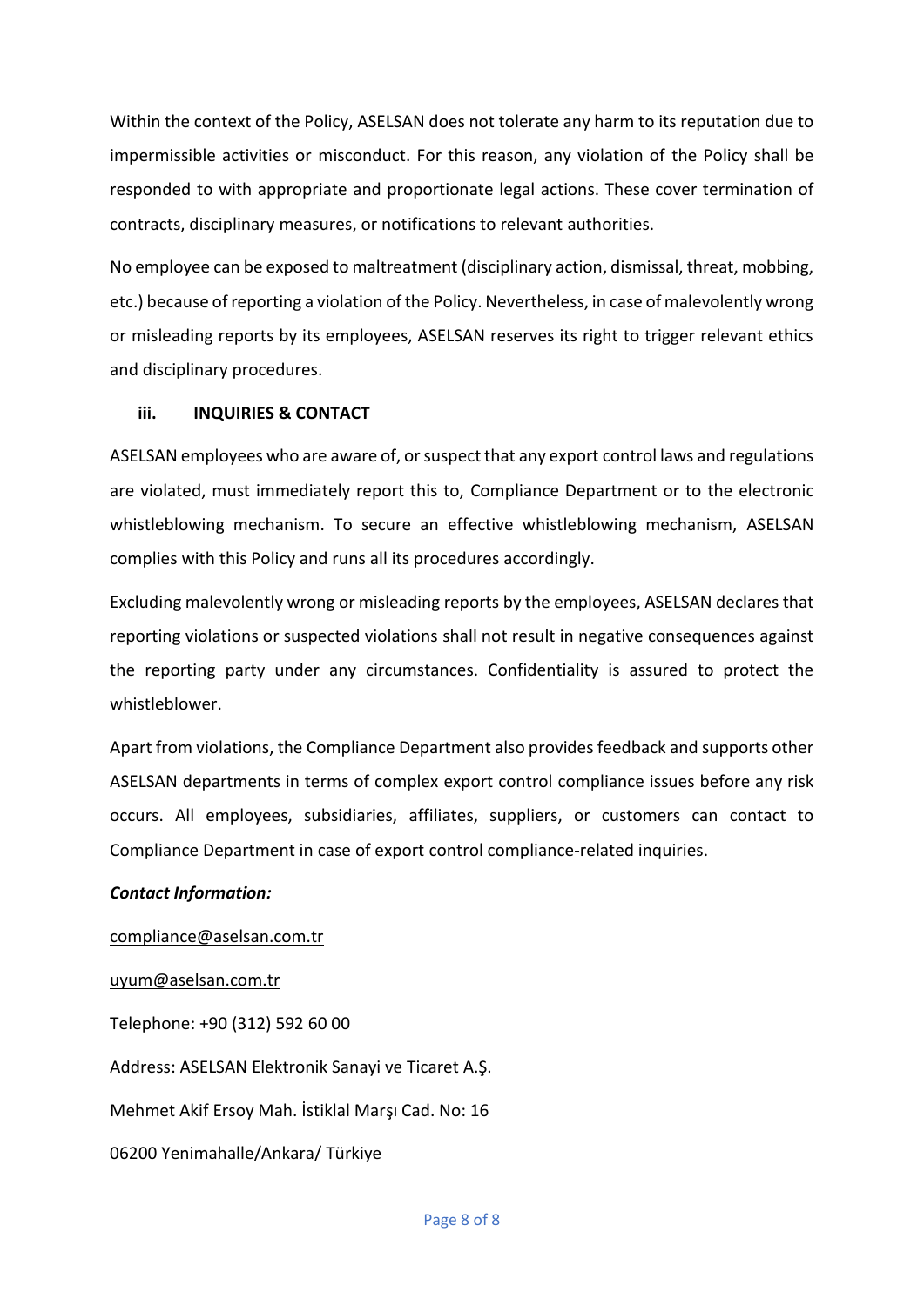Within the context of the Policy, ASELSAN does not tolerate any harm to its reputation due to impermissible activities or misconduct. For this reason, any violation of the Policy shall be responded to with appropriate and proportionate legal actions. These cover termination of contracts, disciplinary measures, or notifications to relevant authorities.

No employee can be exposed to maltreatment (disciplinary action, dismissal, threat, mobbing, etc.) because of reporting a violation of the Policy. Nevertheless, in case of malevolently wrong or misleading reports by its employees, ASELSAN reserves its right to trigger relevant ethics and disciplinary procedures.

### iii. INQUIRIES & CONTACT

ASELSAN employees who are aware of, or suspect that any export control laws and regulations are violated, must immediately report this to, Compliance Department or to the electronic whistleblowing mechanism. To secure an effective whistleblowing mechanism, ASELSAN complies with this Policy and runs all its procedures accordingly.

Excluding malevolently wrong or misleading reports by the employees, ASELSAN declares that reporting violations or suspected violations shall not result in negative consequences against the reporting party under any circumstances. Confidentiality is assured to protect the whistleblower.

Apart from violations, the Compliance Department also provides feedback and supports other ASELSAN departments in terms of complex export control compliance issues before any risk occurs. All employees, subsidiaries, affiliates, suppliers, or customers can contact to Compliance Department in case of export control compliance-related inquiries.

***Contact Information:***

compliance@aselsan.com.tr

uyum@aselsan.com.tr

Telephone: +90 (312) 592 60 00

Address: ASELSAN Elektronik Sanayi ve Ticaret A.Ş.

Mehmet Akif Ersoy Mah. İstiklal Marşı Cad. No: 16

06200 Yenimahalle/Ankara/ Türkiye